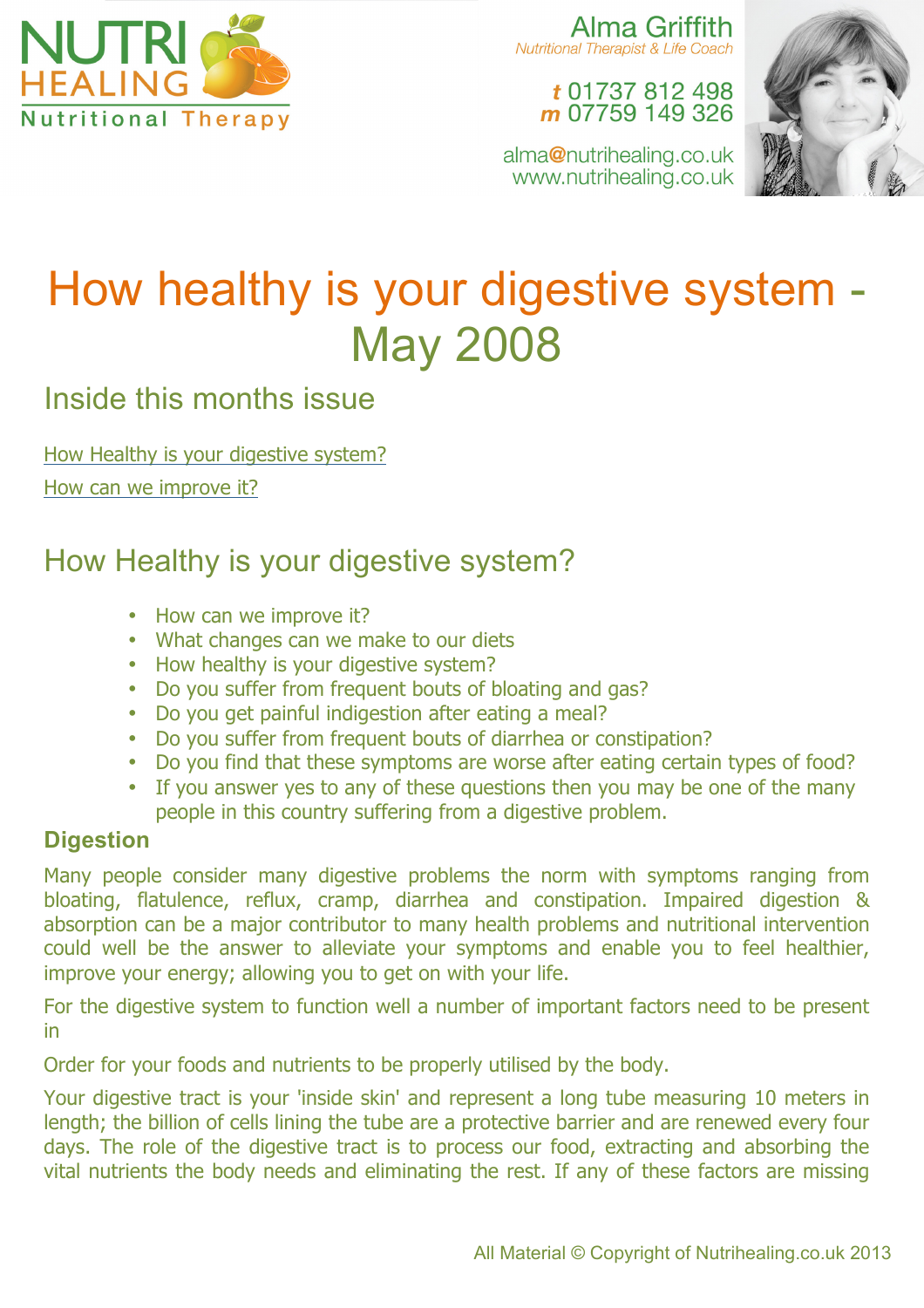NUTRI HEALING
Nutritional Therapy

Alma Griffith
*Nutritional Therapist & Life Coach*

**t** 01737 812 498
**m** 07759 149 326

alma@nutrihealing.co.uk
www.nutrihealing.co.uk

# How healthy is your digestive system - May 2008

## Inside this months issue

[How Healthy is your digestive system?](#)

[How can we improve it?](#)

## How Healthy is your digestive system?

- How can we improve it?
- What changes can we make to our diets
- How healthy is your digestive system?
- Do you suffer from frequent bouts of bloating and gas?
- Do you get painful indigestion after eating a meal?
- Do you suffer from frequent bouts of diarrhea or constipation?
- Do you find that these symptoms are worse after eating certain types of food?
- If you answer yes to any of these questions then you may be one of the many people in this country suffering from a digestive problem.

### Digestion

Many people consider many digestive problems the norm with symptoms ranging from bloating, flatulence, reflux, cramp, diarrhea and constipation. Impaired digestion & absorption can be a major contributor to many health problems and nutritional intervention could well be the answer to alleviate your symptoms and enable you to feel healthier, improve your energy; allowing you to get on with your life.

For the digestive system to function well a number of important factors need to be present in

Order for your foods and nutrients to be properly utilised by the body.

Your digestive tract is your 'inside skin' and represent a long tube measuring 10 meters in length; the billion of cells lining the tube are a protective barrier and are renewed every four days. The role of the digestive tract is to process our food, extracting and absorbing the vital nutrients the body needs and eliminating the rest. If any of these factors are missing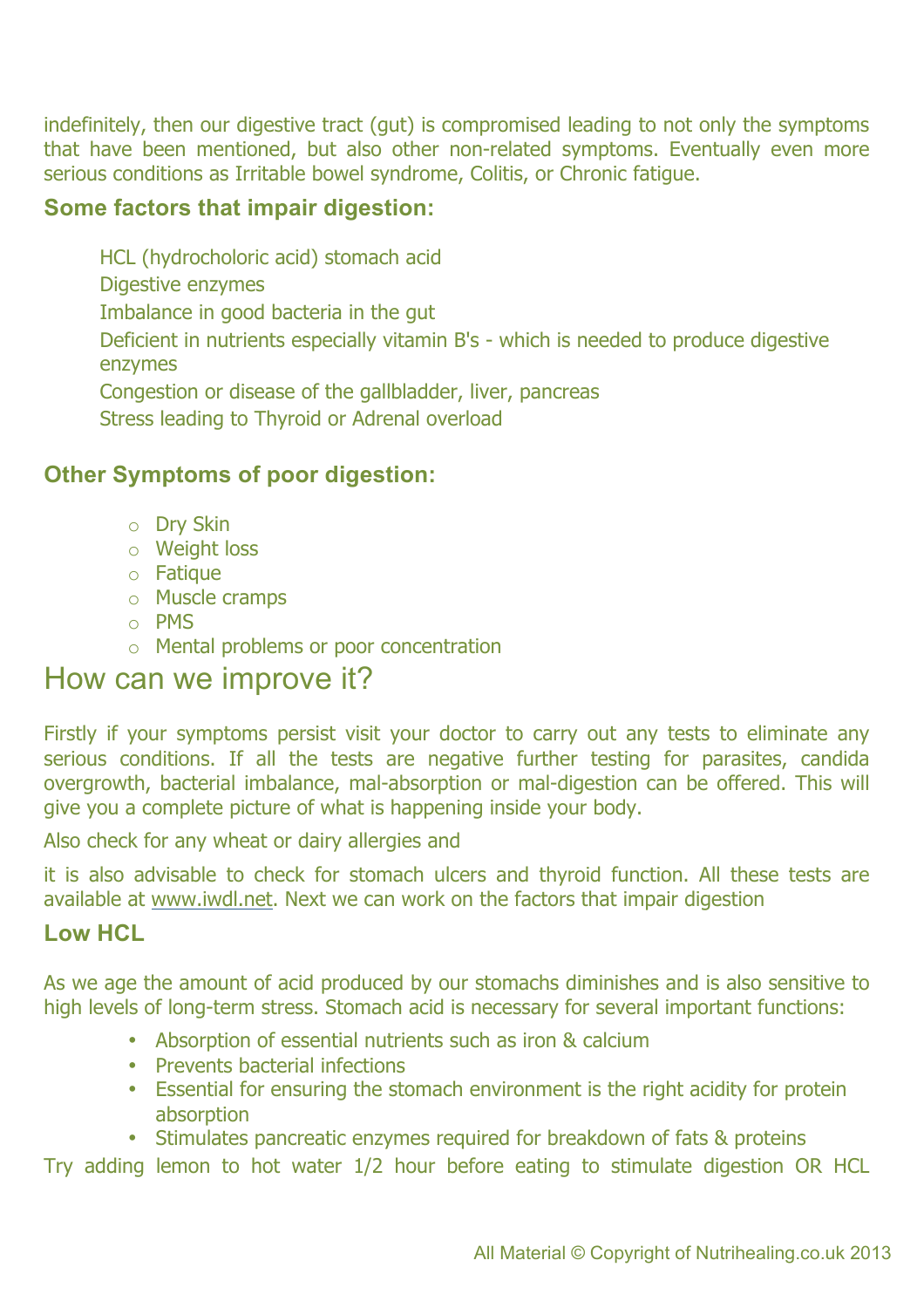indefinitely, then our digestive tract (gut) is compromised leading to not only the symptoms that have been mentioned, but also other non-related symptoms. Eventually even more serious conditions as Irritable bowel syndrome, Colitis, or Chronic fatigue.

### Some factors that impair digestion:

HCL (hydrocholoric acid) stomach acid
Digestive enzymes
Imbalance in good bacteria in the gut
Deficient in nutrients especially vitamin B's - which is needed to produce digestive enzymes
Congestion or disease of the gallbladder, liver, pancreas
Stress leading to Thyroid or Adrenal overload

### Other Symptoms of poor digestion:

- Dry Skin
- Weight loss
- Fatique
- Muscle cramps
- PMS
- Mental problems or poor concentration

## How can we improve it?

Firstly if your symptoms persist visit your doctor to carry out any tests to eliminate any serious conditions. If all the tests are negative further testing for parasites, candida overgrowth, bacterial imbalance, mal-absorption or mal-digestion can be offered. This will give you a complete picture of what is happening inside your body.

Also check for any wheat or dairy allergies and

it is also advisable to check for stomach ulcers and thyroid function. All these tests are available at www.iwdl.net. Next we can work on the factors that impair digestion

### Low HCL

As we age the amount of acid produced by our stomachs diminishes and is also sensitive to high levels of long-term stress. Stomach acid is necessary for several important functions:

- Absorption of essential nutrients such as iron & calcium
- Prevents bacterial infections
- Essential for ensuring the stomach environment is the right acidity for protein absorption
- Stimulates pancreatic enzymes required for breakdown of fats & proteins

Try adding lemon to hot water 1/2 hour before eating to stimulate digestion OR HCL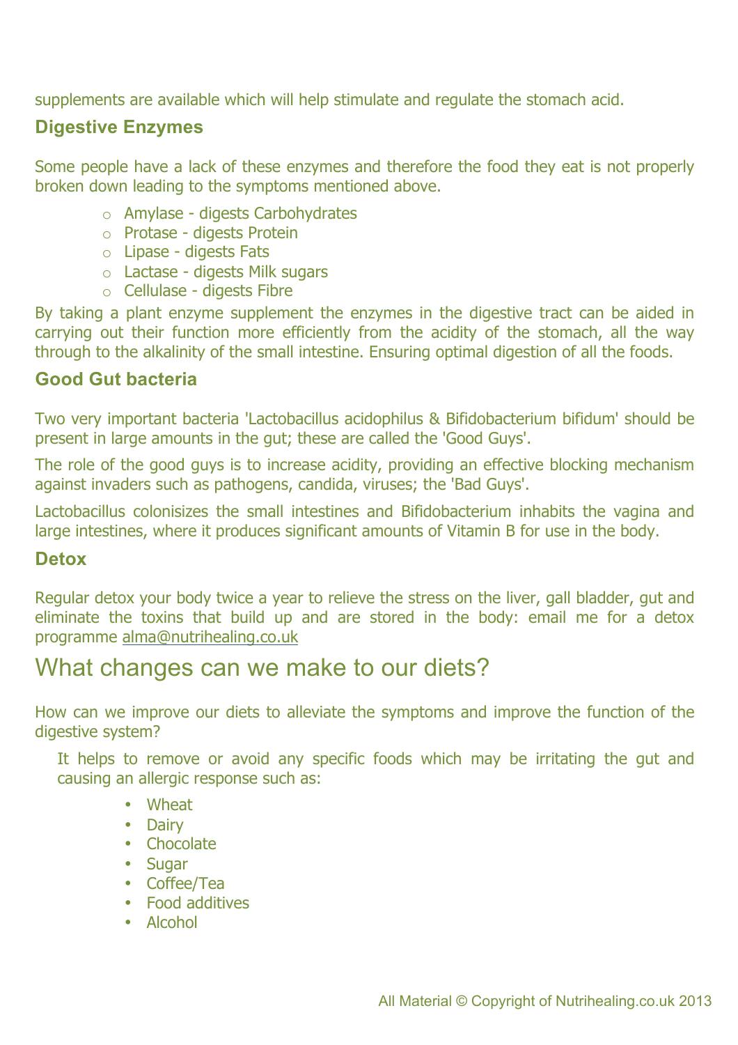supplements are available which will help stimulate and regulate the stomach acid.

### Digestive Enzymes

Some people have a lack of these enzymes and therefore the food they eat is not properly broken down leading to the symptoms mentioned above.

- Amylase - digests Carbohydrates
- Protase - digests Protein
- Lipase - digests Fats
- Lactase - digests Milk sugars
- Cellulase - digests Fibre

By taking a plant enzyme supplement the enzymes in the digestive tract can be aided in carrying out their function more efficiently from the acidity of the stomach, all the way through to the alkalinity of the small intestine. Ensuring optimal digestion of all the foods.

### Good Gut bacteria

Two very important bacteria 'Lactobacillus acidophilus & Bifidobacterium bifidum' should be present in large amounts in the gut; these are called the 'Good Guys'.

The role of the good guys is to increase acidity, providing an effective blocking mechanism against invaders such as pathogens, candida, viruses; the 'Bad Guys'.

Lactobacillus colonisizes the small intestines and Bifidobacterium inhabits the vagina and large intestines, where it produces significant amounts of Vitamin B for use in the body.

### Detox

Regular detox your body twice a year to relieve the stress on the liver, gall bladder, gut and eliminate the toxins that build up and are stored in the body: email me for a detox programme alma@nutrihealing.co.uk

## What changes can we make to our diets?

How can we improve our diets to alleviate the symptoms and improve the function of the digestive system?

It helps to remove or avoid any specific foods which may be irritating the gut and causing an allergic response such as:

- Wheat
- Dairy
- Chocolate
- Sugar
- Coffee/Tea
- Food additives
- Alcohol

All Material © Copyright of Nutrihealing.co.uk 2013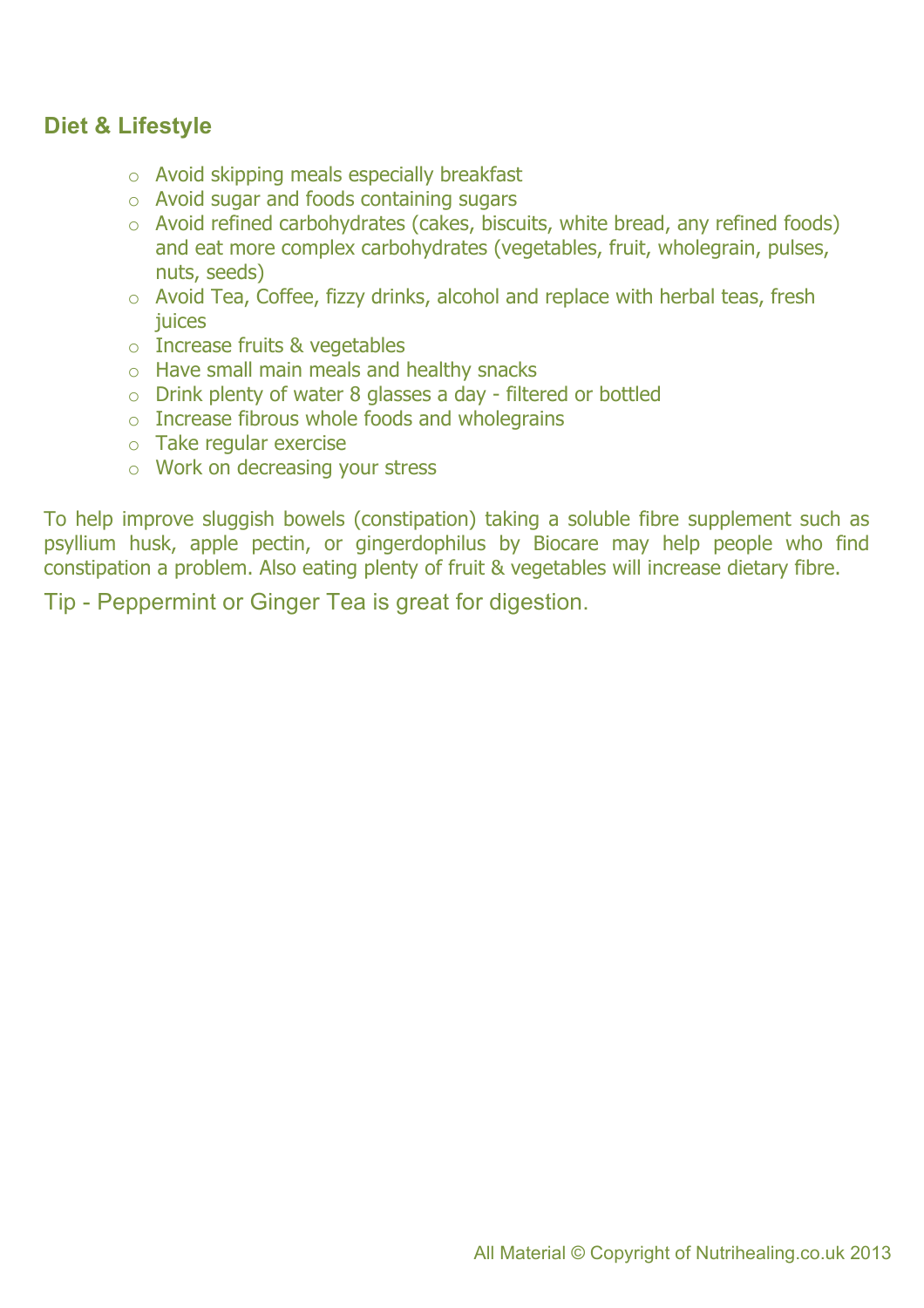## Diet & Lifestyle

- Avoid skipping meals especially breakfast
- Avoid sugar and foods containing sugars
- Avoid refined carbohydrates (cakes, biscuits, white bread, any refined foods) and eat more complex carbohydrates (vegetables, fruit, wholegrain, pulses, nuts, seeds)
- Avoid Tea, Coffee, fizzy drinks, alcohol and replace with herbal teas, fresh juices
- Increase fruits & vegetables
- Have small main meals and healthy snacks
- Drink plenty of water 8 glasses a day - filtered or bottled
- Increase fibrous whole foods and wholegrains
- Take regular exercise
- Work on decreasing your stress

To help improve sluggish bowels (constipation) taking a soluble fibre supplement such as psyllium husk, apple pectin, or gingerdophilus by Biocare may help people who find constipation a problem. Also eating plenty of fruit & vegetables will increase dietary fibre.

Tip - Peppermint or Ginger Tea is great for digestion.

All Material © Copyright of Nutrihealing.co.uk 2013